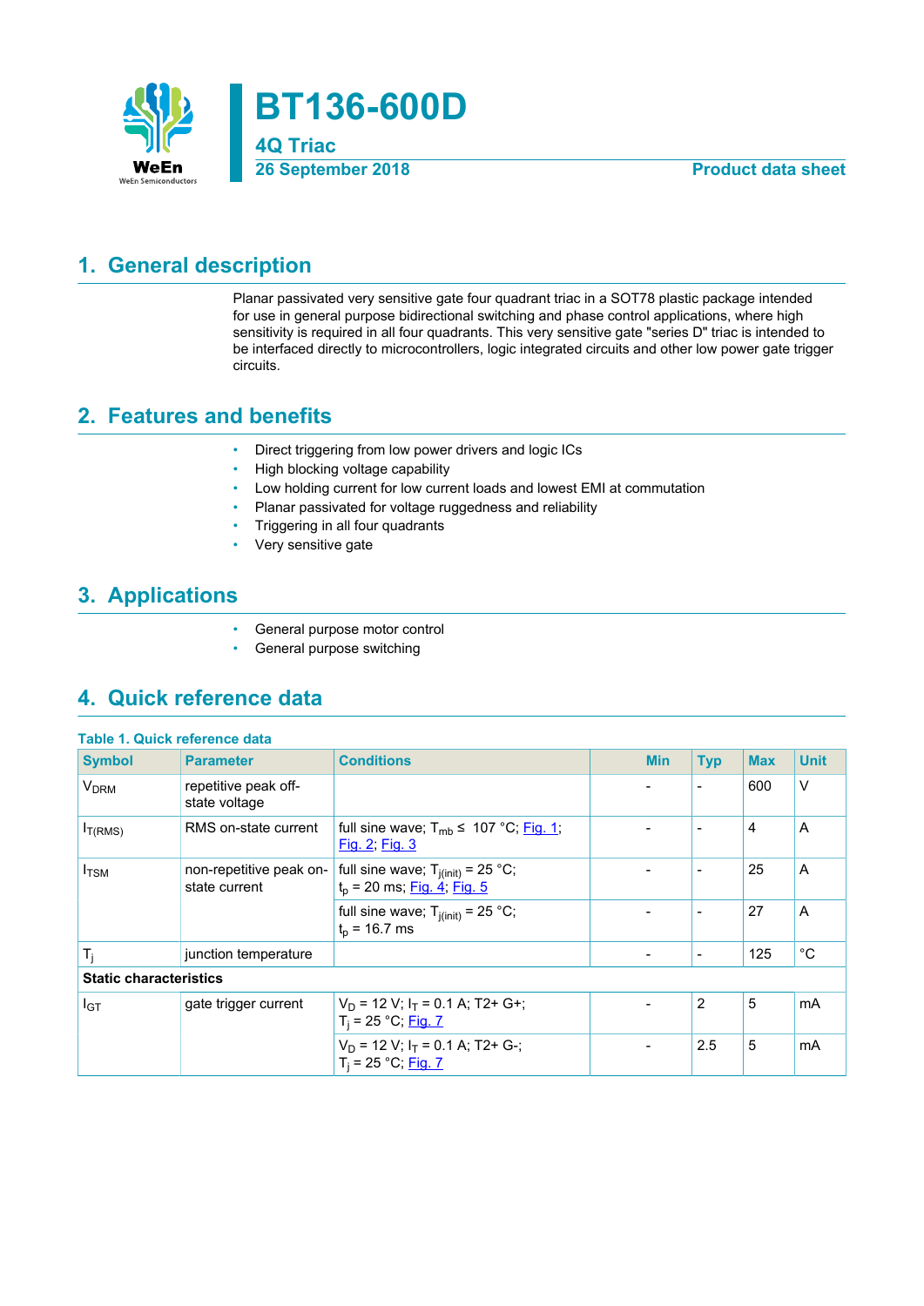# BT136-600D

**4Q Triac**

**26 September 2018** — **Product data sheet**

## 1. General description

Planar passivated very sensitive gate four quadrant triac in a SOT78 plastic package intended for use in general purpose bidirectional switching and phase control applications, where high sensitivity is required in all four quadrants. This very sensitive gate "series D" triac is intended to be interfaced directly to microcontrollers, logic integrated circuits and other low power gate trigger circuits.

## 2. Features and benefits

- Direct triggering from low power drivers and logic ICs
- High blocking voltage capability
- Low holding current for low current loads and lowest EMI at commutation
- Planar passivated for voltage ruggedness and reliability
- Triggering in all four quadrants
- Very sensitive gate

## 3. Applications

- General purpose motor control
- General purpose switching

## 4. Quick reference data

**Table 1. Quick reference data**

| Symbol | Parameter | Conditions | Min | Typ | Max | Unit |
|---|---|---|---|---|---|---|
| $V_{DRM}$ | repetitive peak off-state voltage | | - | - | 600 | V |
| $I_{T(RMS)}$ | RMS on-state current | full sine wave; $T_{mb} \leq$ 107 °C; Fig. 1; Fig. 2; Fig. 3 | - | - | 4 | A |
| $I_{TSM}$ | non-repetitive peak on-state current | full sine wave; $T_{j(init)}$ = 25 °C; $t_p$ = 20 ms; Fig. 4; Fig. 5 | - | - | 25 | A |
| | | full sine wave; $T_{j(init)}$ = 25 °C; $t_p$ = 16.7 ms | - | - | 27 | A |
| $T_j$ | junction temperature | | - | - | 125 | °C |
| **Static characteristics** | | | | | | |
| $I_{GT}$ | gate trigger current | $V_D$ = 12 V; $I_T$ = 0.1 A; T2+ G+; $T_j$ = 25 °C; Fig. 7 | - | 2 | 5 | mA |
| | | $V_D$ = 12 V; $I_T$ = 0.1 A; T2+ G-; $T_j$ = 25 °C; Fig. 7 | - | 2.5 | 5 | mA |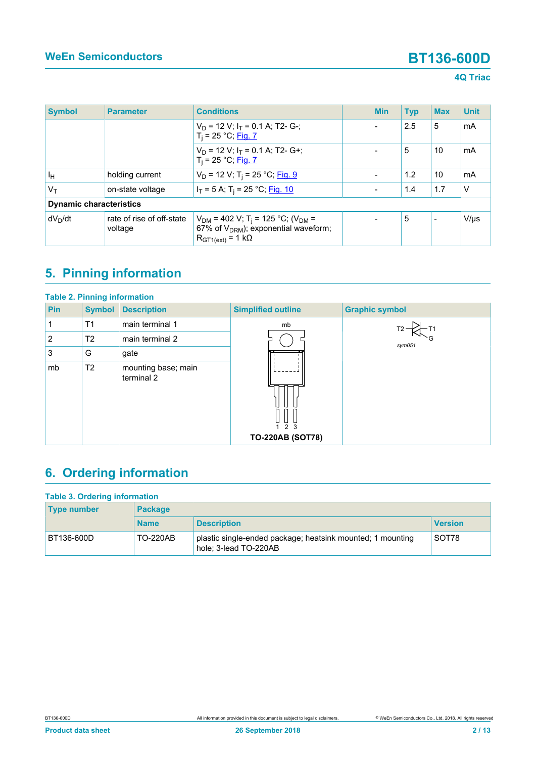| Symbol | Parameter | Conditions | Min | Typ | Max | Unit |
|---|---|---|---|---|---|---|
| | | $V_D$ = 12 V; $I_T$ = 0.1 A; T2- G-; $T_j$ = 25 °C; Fig. 7 | - | 2.5 | 5 | mA |
| | | $V_D$ = 12 V; $I_T$ = 0.1 A; T2- G+; $T_j$ = 25 °C; Fig. 7 | - | 5 | 10 | mA |
| $I_H$ | holding current | $V_D$ = 12 V; $T_j$ = 25 °C; Fig. 9 | - | 1.2 | 10 | mA |
| $V_T$ | on-state voltage | $I_T$ = 5 A; $T_j$ = 25 °C; Fig. 10 | - | 1.4 | 1.7 | V |
| **Dynamic characteristics** | | | | | | |
| $dV_D/dt$ | rate of rise of off-state voltage | $V_{DM}$ = 402 V; $T_j$ = 125 °C; ($V_{DM}$ = 67% of $V_{DRM}$); exponential waveform; $R_{GT1(ext)}$ = 1 kΩ | - | 5 | - | V/µs |

## 5. Pinning information

**Table 2. Pinning information**

| Pin | Symbol | Description | Simplified outline | Graphic symbol |
|---|---|---|---|---|
| 1 | T1 | main terminal 1 | TO-220AB (SOT78) | sym051 |
| 2 | T2 | main terminal 2 | | |
| 3 | G | gate | | |
| mb | T2 | mounting base; main terminal 2 | | |

## 6. Ordering information

**Table 3. Ordering information**

| Type number | Package | | |
|---|---|---|---|
| | Name | Description | Version |
| BT136-600D | TO-220AB | plastic single-ended package; heatsink mounted; 1 mounting hole; 3-lead TO-220AB | SOT78 |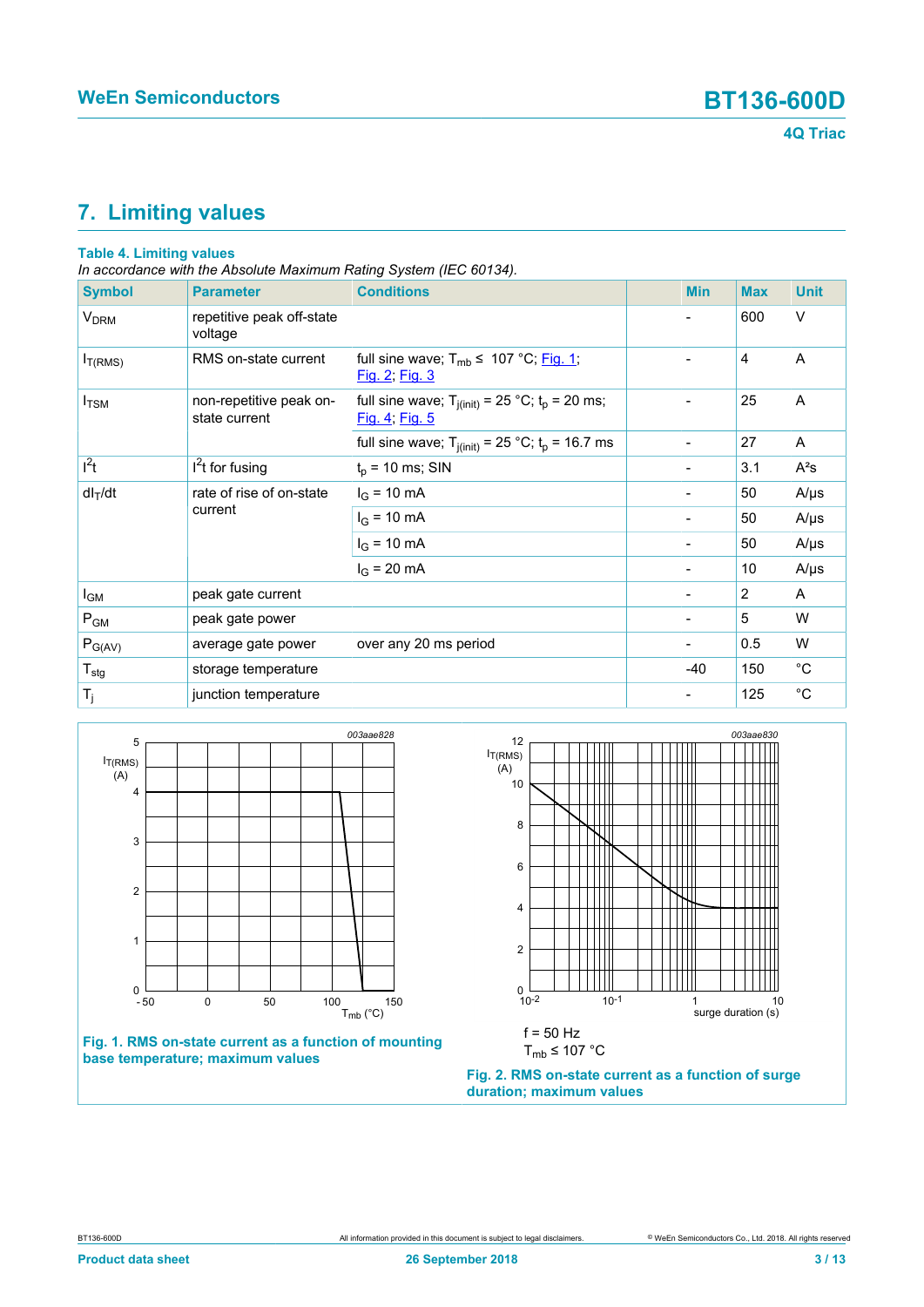## 7. Limiting values

**Table 4. Limiting values**

*In accordance with the Absolute Maximum Rating System (IEC 60134).*

| Symbol | Parameter | Conditions | Min | Max | Unit |
|---|---|---|---|---|---|
| $V_{DRM}$ | repetitive peak off-state voltage | | - | 600 | V |
| $I_{T(RMS)}$ | RMS on-state current | full sine wave; $T_{mb} \leq$ 107 °C; Fig. 1; Fig. 2; Fig. 3 | - | 4 | A |
| $I_{TSM}$ | non-repetitive peak on-state current | full sine wave; $T_{j(init)}$ = 25 °C; $t_p$ = 20 ms; Fig. 4; Fig. 5 | - | 25 | A |
| | | full sine wave; $T_{j(init)}$ = 25 °C; $t_p$ = 16.7 ms | - | 27 | A |
| $I^2t$ | $I^2t$ for fusing | $t_p$ = 10 ms; SIN | - | 3.1 | A²s |
| $dI_T/dt$ | rate of rise of on-state current | $I_G$ = 10 mA | - | 50 | A/µs |
| | | $I_G$ = 10 mA | - | 50 | A/µs |
| | | $I_G$ = 10 mA | - | 50 | A/µs |
| | | $I_G$ = 20 mA | - | 10 | A/µs |
| $I_{GM}$ | peak gate current | | - | 2 | A |
| $P_{GM}$ | peak gate power | | - | 5 | W |
| $P_{G(AV)}$ | average gate power | over any 20 ms period | - | 0.5 | W |
| $T_{stg}$ | storage temperature | | -40 | 150 | °C |
| $T_j$ | junction temperature | | - | 125 | °C |

**Fig. 1. RMS on-state current as a function of mounting base temperature; maximum values**

f = 50 Hz

$T_{mb} \leq$ 107 °C

**Fig. 2. RMS on-state current as a function of surge duration; maximum values**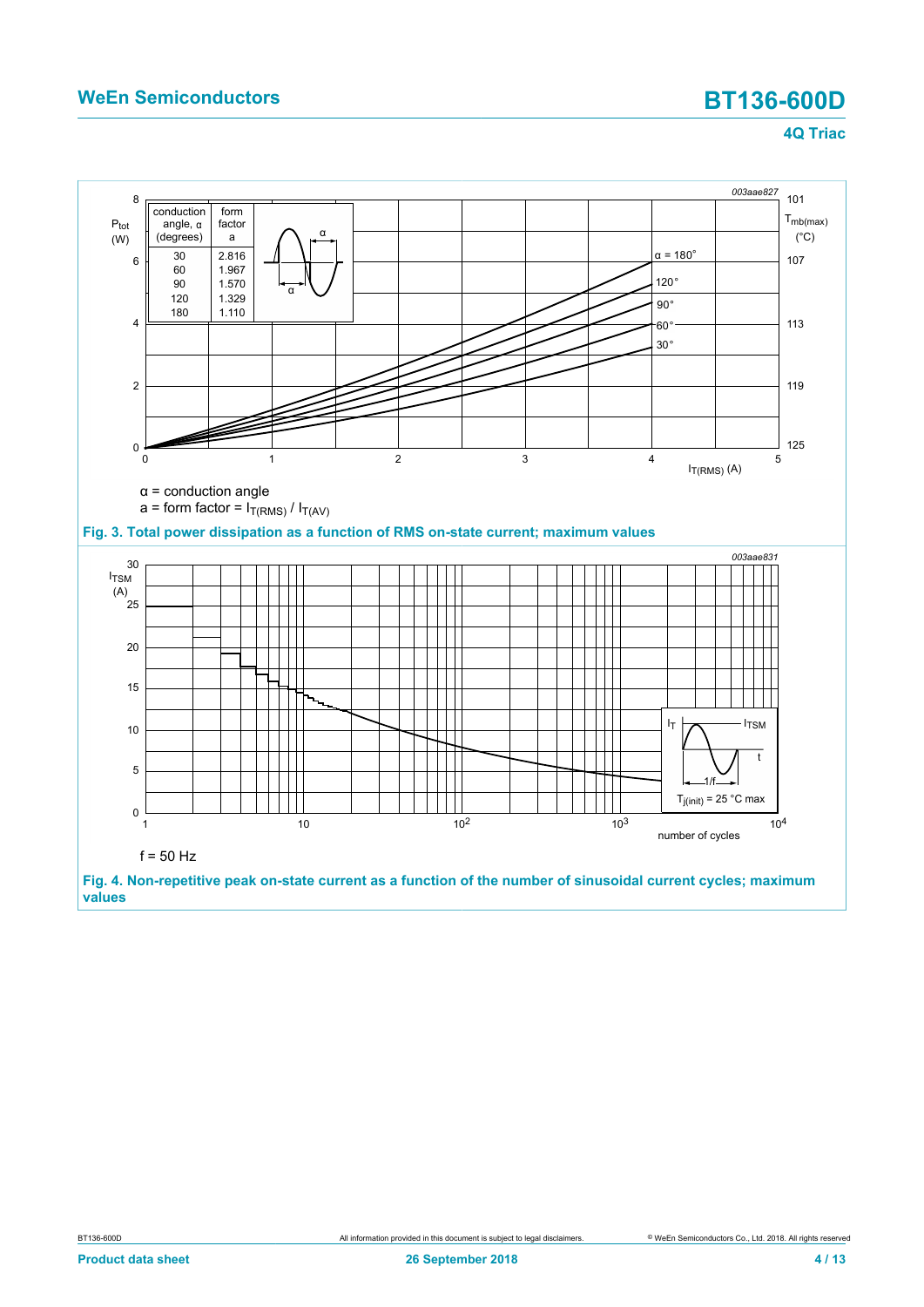| conduction angle, α (degrees) | form factor a |
|---|---|
| 30 | 2.816 |
| 60 | 1.967 |
| 90 | 1.570 |
| 120 | 1.329 |
| 180 | 1.110 |

α = conduction angle

a = form factor = $I_{T(RMS)}$ / $I_{T(AV)}$

**Fig. 3. Total power dissipation as a function of RMS on-state current; maximum values**

f = 50 Hz

**Fig. 4. Non-repetitive peak on-state current as a function of the number of sinusoidal current cycles; maximum values**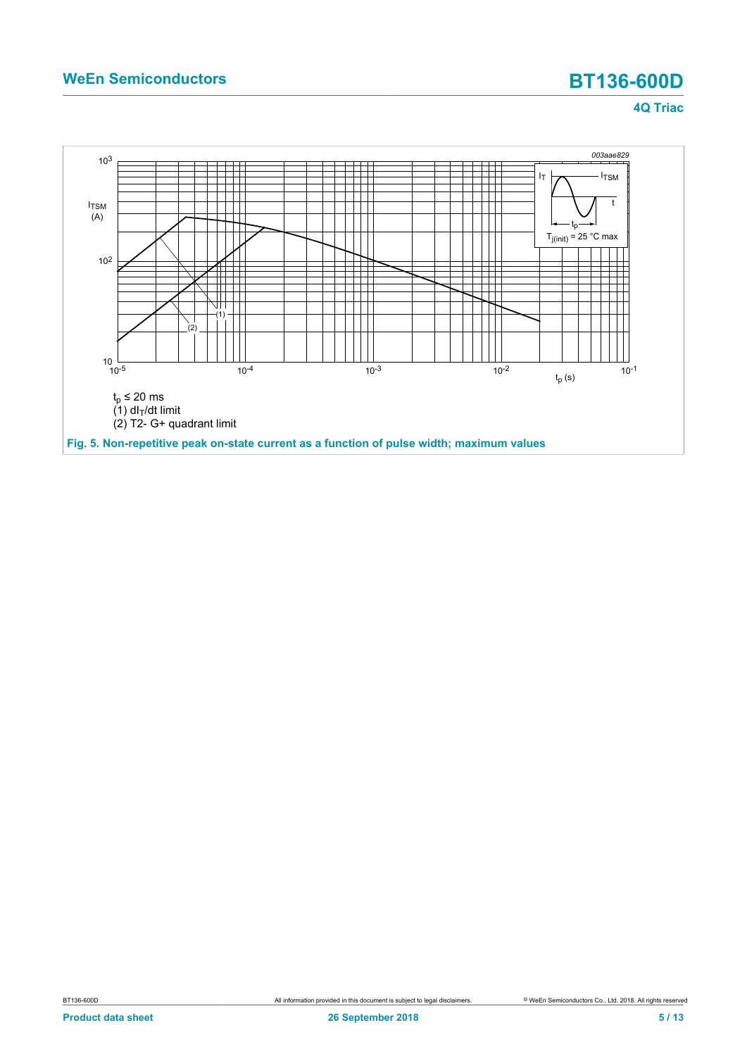003aae829

$t_p \leq 20$ ms

(1) $dI_T/dt$ limit

(2) T2- G+ quadrant limit

**Fig. 5. Non-repetitive peak on-state current as a function of pulse width; maximum values**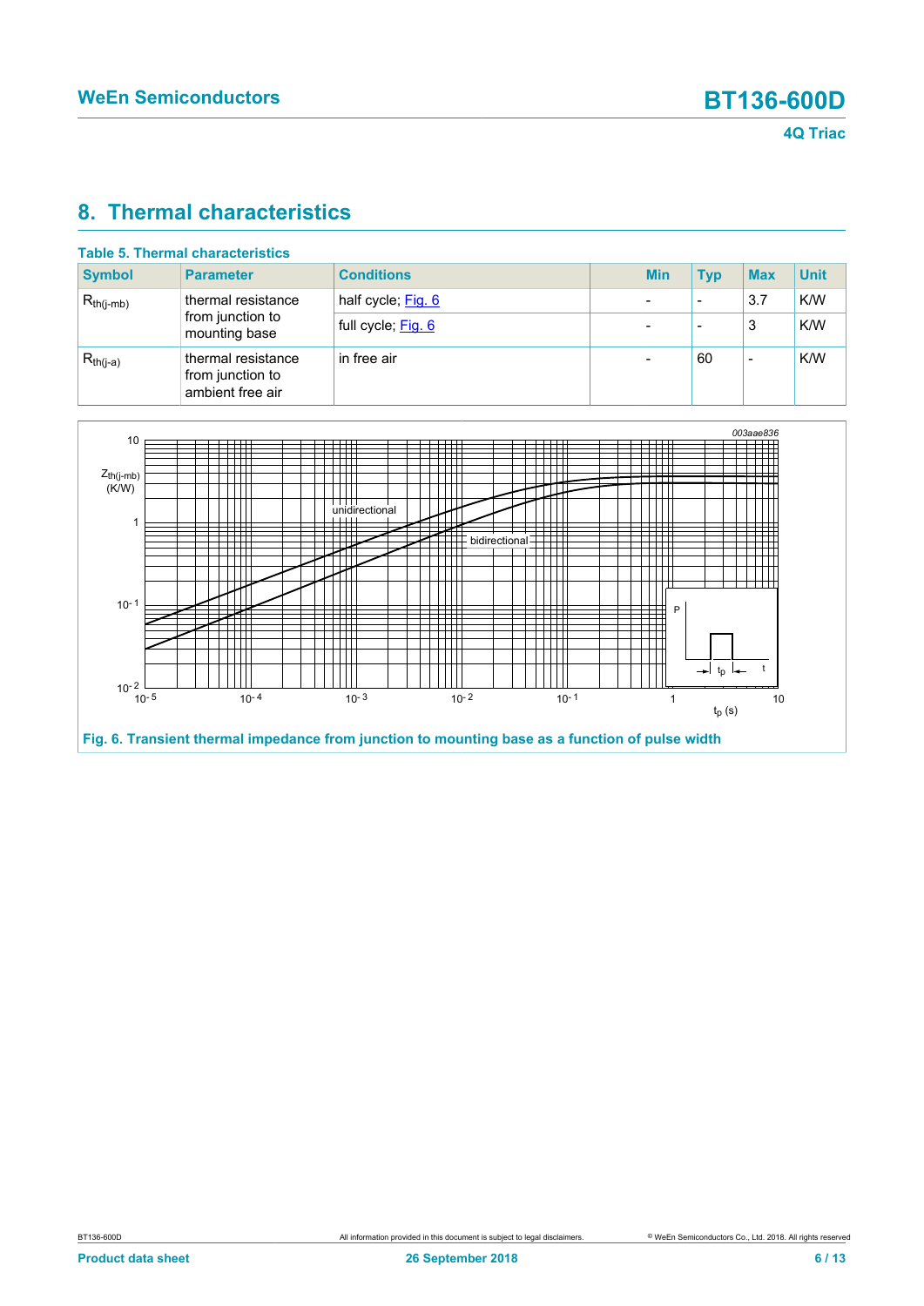## 8. Thermal characteristics

**Table 5. Thermal characteristics**

| Symbol | Parameter | Conditions | Min | Typ | Max | Unit |
|---|---|---|---|---|---|---|
| $R_{th(j-mb)}$ | thermal resistance from junction to mounting base | half cycle; Fig. 6 | - | - | 3.7 | K/W |
| | | full cycle; Fig. 6 | - | - | 3 | K/W |
| $R_{th(j-a)}$ | thermal resistance from junction to ambient free air | in free air | - | 60 | - | K/W |

Fig. 6. Transient thermal impedance from junction to mounting base as a function of pulse width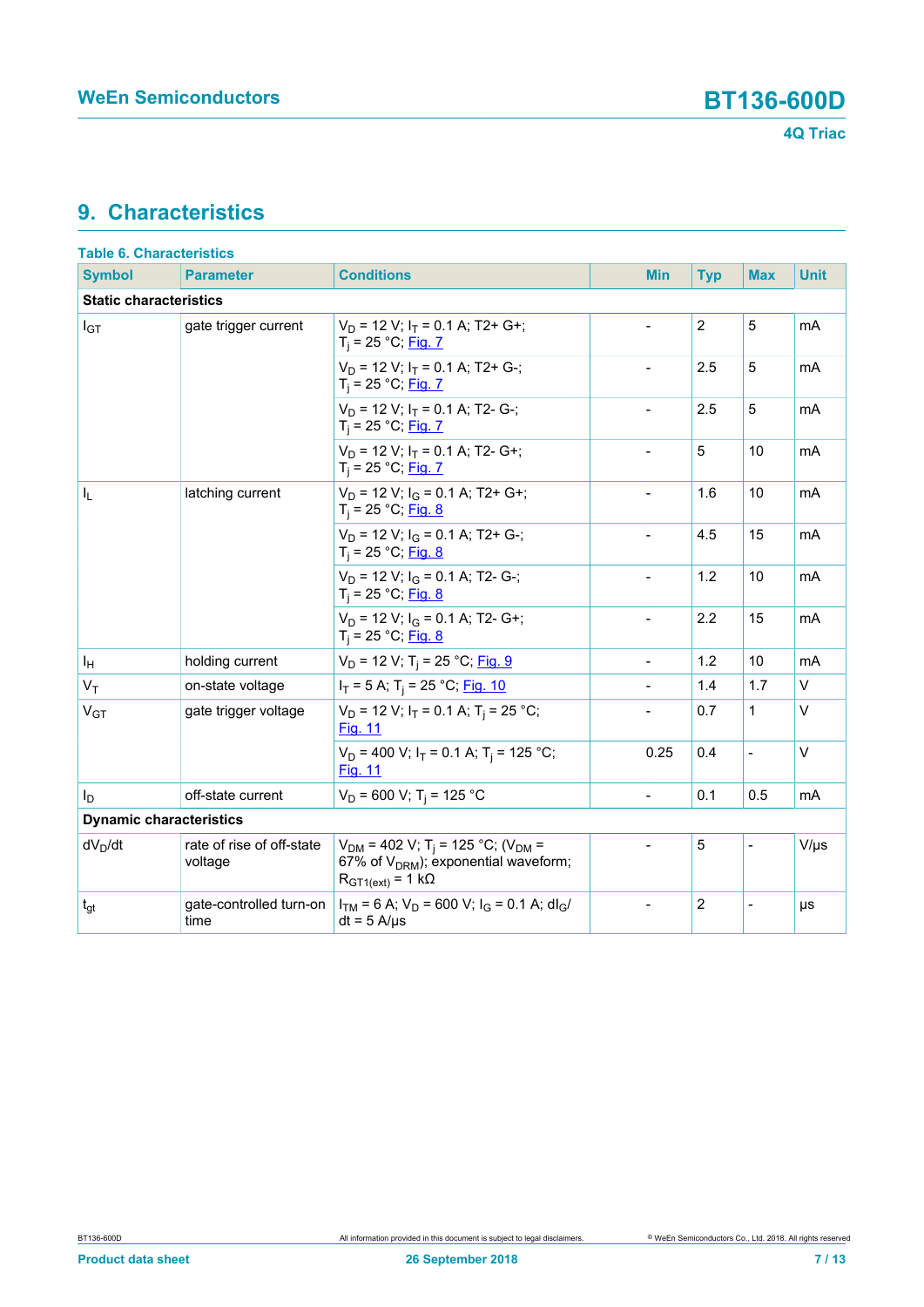## 9. Characteristics

**Table 6. Characteristics**

| Symbol | Parameter | Conditions | Min | Typ | Max | Unit |
|---|---|---|---|---|---|---|
| **Static characteristics** | | | | | | |
| $I_{GT}$ | gate trigger current | $V_D$ = 12 V; $I_T$ = 0.1 A; T2+ G+; $T_j$ = 25 °C; Fig. 7 | - | 2 | 5 | mA |
| | | $V_D$ = 12 V; $I_T$ = 0.1 A; T2+ G-; $T_j$ = 25 °C; Fig. 7 | - | 2.5 | 5 | mA |
| | | $V_D$ = 12 V; $I_T$ = 0.1 A; T2- G-; $T_j$ = 25 °C; Fig. 7 | - | 2.5 | 5 | mA |
| | | $V_D$ = 12 V; $I_T$ = 0.1 A; T2- G+; $T_j$ = 25 °C; Fig. 7 | - | 5 | 10 | mA |
| $I_L$ | latching current | $V_D$ = 12 V; $I_G$ = 0.1 A; T2+ G+; $T_j$ = 25 °C; Fig. 8 | - | 1.6 | 10 | mA |
| | | $V_D$ = 12 V; $I_G$ = 0.1 A; T2+ G-; $T_j$ = 25 °C; Fig. 8 | - | 4.5 | 15 | mA |
| | | $V_D$ = 12 V; $I_G$ = 0.1 A; T2- G-; $T_j$ = 25 °C; Fig. 8 | - | 1.2 | 10 | mA |
| | | $V_D$ = 12 V; $I_G$ = 0.1 A; T2- G+; $T_j$ = 25 °C; Fig. 8 | - | 2.2 | 15 | mA |
| $I_H$ | holding current | $V_D$ = 12 V; $T_j$ = 25 °C; Fig. 9 | - | 1.2 | 10 | mA |
| $V_T$ | on-state voltage | $I_T$ = 5 A; $T_j$ = 25 °C; Fig. 10 | - | 1.4 | 1.7 | V |
| $V_{GT}$ | gate trigger voltage | $V_D$ = 12 V; $I_T$ = 0.1 A; $T_j$ = 25 °C; Fig. 11 | - | 0.7 | 1 | V |
| | | $V_D$ = 400 V; $I_T$ = 0.1 A; $T_j$ = 125 °C; Fig. 11 | 0.25 | 0.4 | - | V |
| $I_D$ | off-state current | $V_D$ = 600 V; $T_j$ = 125 °C | - | 0.1 | 0.5 | mA |
| **Dynamic characteristics** | | | | | | |
| $dV_D/dt$ | rate of rise of off-state voltage | $V_{DM}$ = 402 V; $T_j$ = 125 °C; ($V_{DM}$ = 67% of $V_{DRM}$); exponential waveform; $R_{GT1(ext)}$ = 1 kΩ | - | 5 | - | V/μs |
| $t_{gt}$ | gate-controlled turn-on time | $I_{TM}$ = 6 A; $V_D$ = 600 V; $I_G$ = 0.1 A; $dI_G/dt$ = 5 A/μs | - | 2 | - | μs |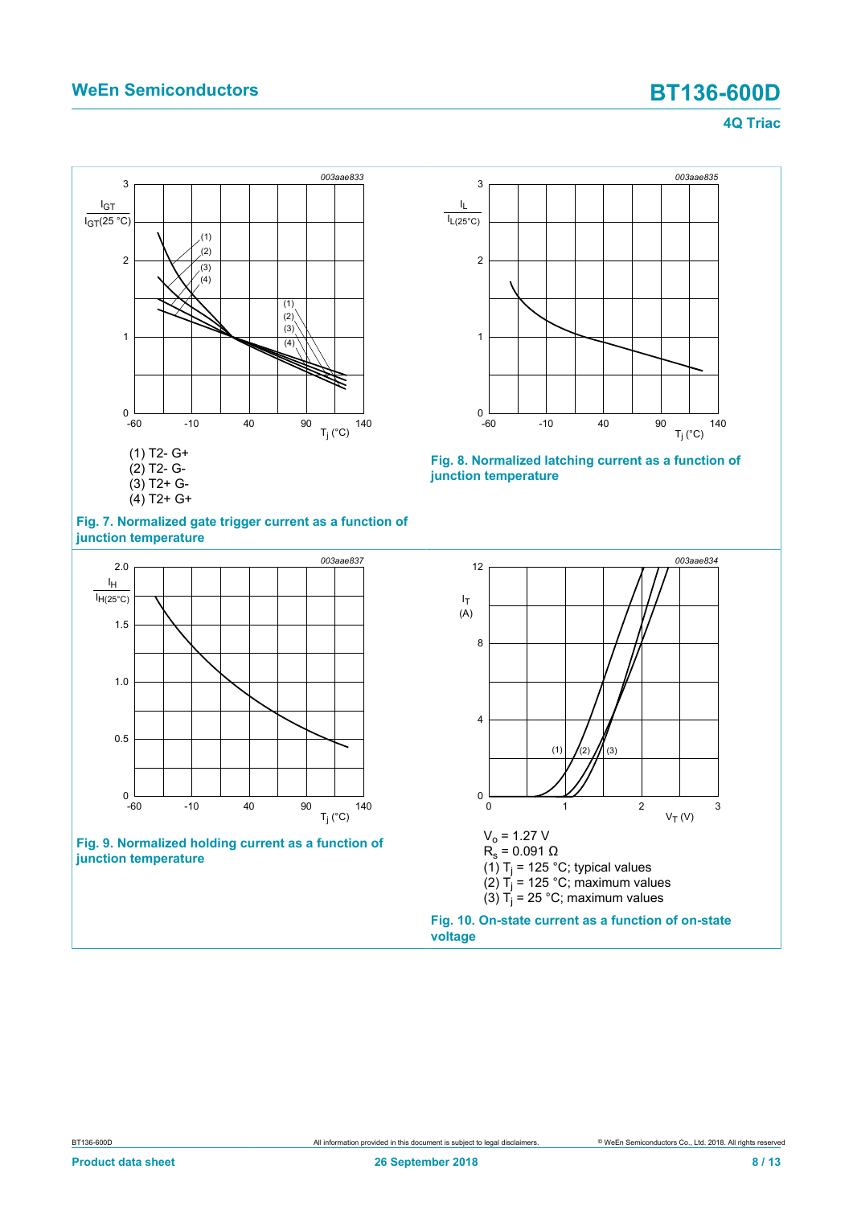(1) T2- G+
(2) T2- G-
(3) T2+ G-
(4) T2+ G+

**Fig. 7. Normalized gate trigger current as a function of junction temperature**

**Fig. 8. Normalized latching current as a function of junction temperature**

**Fig. 9. Normalized holding current as a function of junction temperature**

$V_o$ = 1.27 V
$R_s$ = 0.091 Ω
(1) $T_j$ = 125 °C; typical values
(2) $T_j$ = 125 °C; maximum values
(3) $T_j$ = 25 °C; maximum values

**Fig. 10. On-state current as a function of on-state voltage**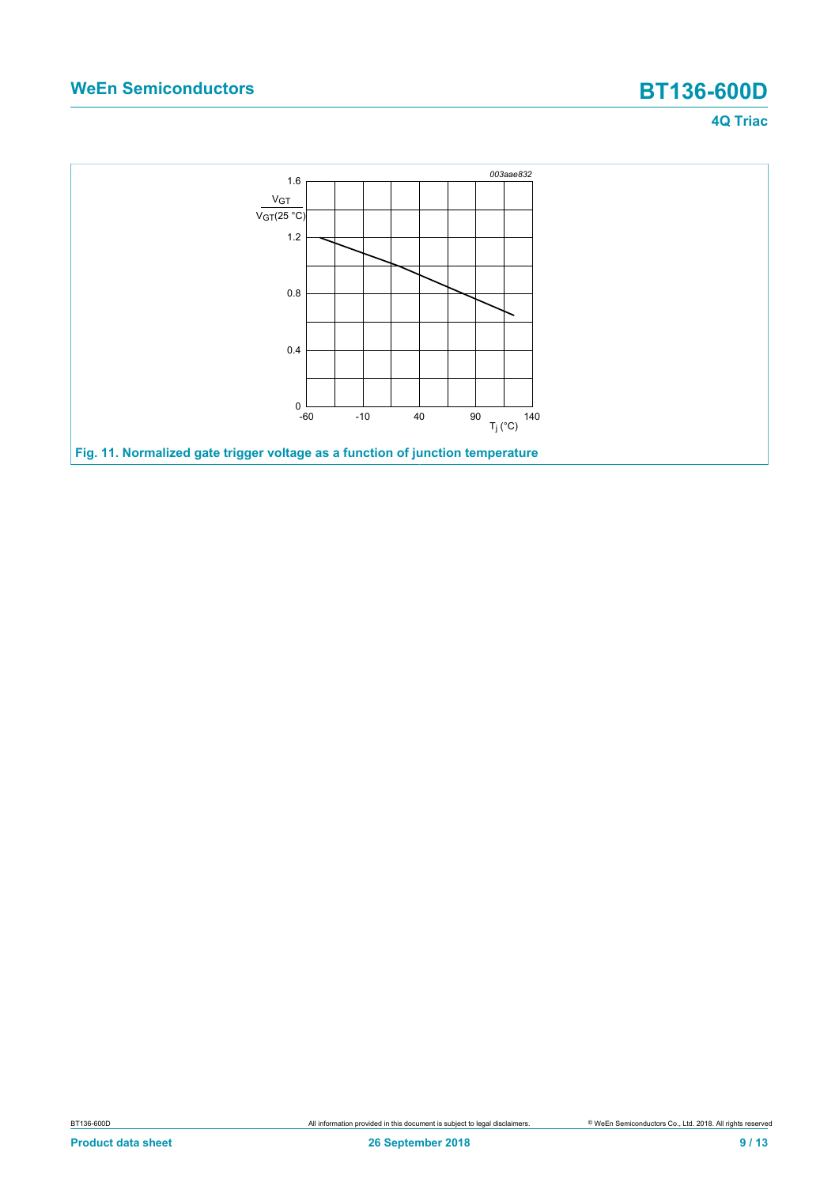Fig. 11. Normalized gate trigger voltage as a function of junction temperature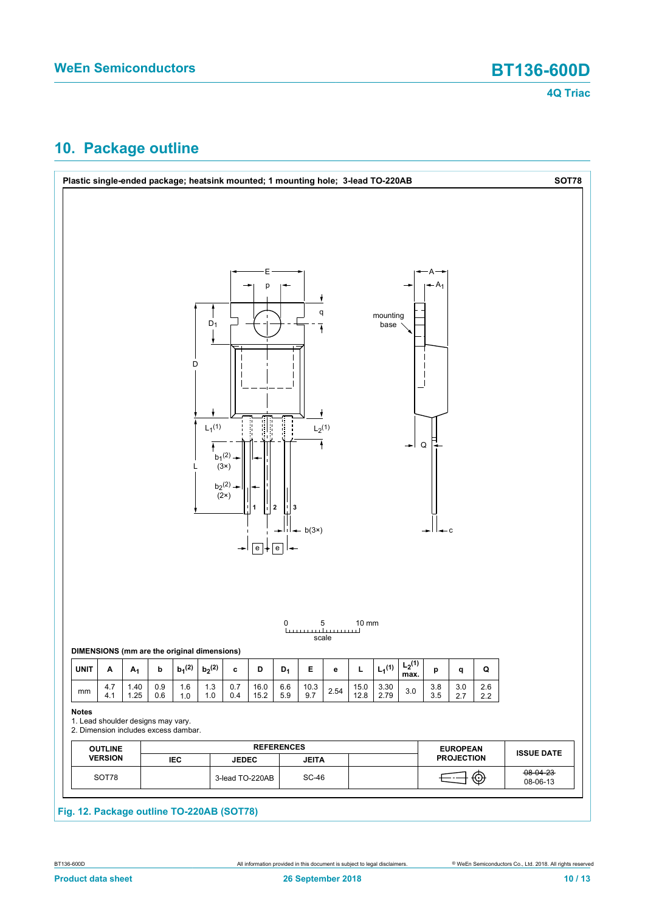## 10. Package outline

**Plastic single-ended package; heatsink mounted; 1 mounting hole; 3-lead TO-220AB** **SOT78**

**DIMENSIONS (mm are the original dimensions)**

| UNIT | A | $A_1$ | b | $b_1$(2) | $b_2$(2) | c | D | $D_1$ | E | e | L | $L_1$(1) | $L_2$(1) max. | p | q | Q |
|---|---|---|---|---|---|---|---|---|---|---|---|---|---|---|---|---|
| mm | 4.7<br>4.1 | 1.40<br>1.25 | 0.9<br>0.6 | 1.6<br>1.0 | 1.3<br>1.0 | 0.7<br>0.4 | 16.0<br>15.2 | 6.6<br>5.9 | 10.3<br>9.7 | 2.54 | 15.0<br>12.8 | 3.30<br>2.79 | 3.0 | 3.8<br>3.5 | 3.0<br>2.7 | 2.6<br>2.2 |

**Notes**

1. Lead shoulder designs may vary.
2. Dimension includes excess dambar.

| OUTLINE VERSION | REFERENCES | | | | EUROPEAN PROJECTION | ISSUE DATE |
|---|---|---|---|---|---|---|
| | IEC | JEDEC | JEITA | | | |
| SOT78 | | 3-lead TO-220AB | SC-46 | | | ~~08-04-23~~<br>08-06-13 |

**Fig. 12. Package outline TO-220AB (SOT78)**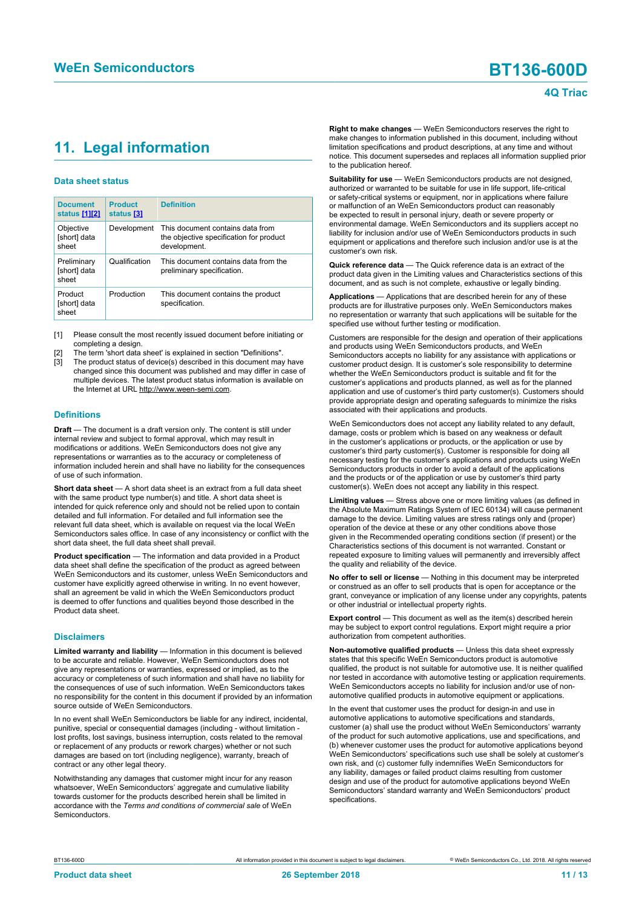## 11. Legal information

### Data sheet status

| Document status [1][2] | Product status [3] | Definition |
|---|---|---|
| Objective [short] data sheet | Development | This document contains data from the objective specification for product development. |
| Preliminary [short] data sheet | Qualification | This document contains data from the preliminary specification. |
| Product [short] data sheet | Production | This document contains the product specification. |

[1] Please consult the most recently issued document before initiating or completing a design.

[2] The term 'short data sheet' is explained in section "Definitions".

[3] The product status of device(s) described in this document may have changed since this document was published and may differ in case of multiple devices. The latest product status information is available on the Internet at URL http://www.ween-semi.com.

### Definitions

**Draft** — The document is a draft version only. The content is still under internal review and subject to formal approval, which may result in modifications or additions. WeEn Semiconductors does not give any representations or warranties as to the accuracy or completeness of information included herein and shall have no liability for the consequences of use of such information.

**Short data sheet** — A short data sheet is an extract from a full data sheet with the same product type number(s) and title. A short data sheet is intended for quick reference only and should not be relied upon to contain detailed and full information. For detailed and full information see the relevant full data sheet, which is available on request via the local WeEn Semiconductors sales office. In case of any inconsistency or conflict with the short data sheet, the full data sheet shall prevail.

**Product specification** — The information and data provided in a Product data sheet shall define the specification of the product as agreed between WeEn Semiconductors and its customer, unless WeEn Semiconductors and customer have explicitly agreed otherwise in writing. In no event however, shall an agreement be valid in which the WeEn Semiconductors product is deemed to offer functions and qualities beyond those described in the Product data sheet.

### Disclaimers

**Limited warranty and liability** — Information in this document is believed to be accurate and reliable. However, WeEn Semiconductors does not give any representations or warranties, expressed or implied, as to the accuracy or completeness of such information and shall have no liability for the consequences of use of such information. WeEn Semiconductors takes no responsibility for the content in this document if provided by an information source outside of WeEn Semiconductors.

In no event shall WeEn Semiconductors be liable for any indirect, incidental, punitive, special or consequential damages (including - without limitation - lost profits, lost savings, business interruption, costs related to the removal or replacement of any products or rework charges) whether or not such damages are based on tort (including negligence), warranty, breach of contract or any other legal theory.

Notwithstanding any damages that customer might incur for any reason whatsoever, WeEn Semiconductors' aggregate and cumulative liability towards customer for the products described herein shall be limited in accordance with the *Terms and conditions of commercial sale* of WeEn Semiconductors.

**Right to make changes** — WeEn Semiconductors reserves the right to make changes to information published in this document, including without limitation specifications and product descriptions, at any time and without notice. This document supersedes and replaces all information supplied prior to the publication hereof.

**Suitability for use** — WeEn Semiconductors products are not designed, authorized or warranted to be suitable for use in life support, life-critical or safety-critical systems or equipment, nor in applications where failure or malfunction of an WeEn Semiconductors product can reasonably be expected to result in personal injury, death or severe property or environmental damage. WeEn Semiconductors and its suppliers accept no liability for inclusion and/or use of WeEn Semiconductors products in such equipment or applications and therefore such inclusion and/or use is at the customer's own risk.

**Quick reference data** — The Quick reference data is an extract of the product data given in the Limiting values and Characteristics sections of this document, and as such is not complete, exhaustive or legally binding.

**Applications** — Applications that are described herein for any of these products are for illustrative purposes only. WeEn Semiconductors makes no representation or warranty that such applications will be suitable for the specified use without further testing or modification.

Customers are responsible for the design and operation of their applications and products using WeEn Semiconductors products, and WeEn Semiconductors accepts no liability for any assistance with applications or customer product design. It is customer's sole responsibility to determine whether the WeEn Semiconductors product is suitable and fit for the customer's applications and products planned, as well as for the planned application and use of customer's third party customer(s). Customers should provide appropriate design and operating safeguards to minimize the risks associated with their applications and products.

WeEn Semiconductors does not accept any liability related to any default, damage, costs or problem which is based on any weakness or default in the customer's applications or products, or the application or use by customer's third party customer(s). Customer is responsible for doing all necessary testing for the customer's applications and products using WeEn Semiconductors products in order to avoid a default of the applications and the products or of the application or use by customer's third party customer(s). WeEn does not accept any liability in this respect.

**Limiting values** — Stress above one or more limiting values (as defined in the Absolute Maximum Ratings System of IEC 60134) will cause permanent damage to the device. Limiting values are stress ratings only and (proper) operation of the device at these or any other conditions above those given in the Recommended operating conditions section (if present) or the Characteristics sections of this document is not warranted. Constant or repeated exposure to limiting values will permanently and irreversibly affect the quality and reliability of the device.

**No offer to sell or license** — Nothing in this document may be interpreted or construed as an offer to sell products that is open for acceptance or the grant, conveyance or implication of any license under any copyrights, patents or other industrial or intellectual property rights.

**Export control** — This document as well as the item(s) described herein may be subject to export control regulations. Export might require a prior authorization from competent authorities.

**Non-automotive qualified products** — Unless this data sheet expressly states that this specific WeEn Semiconductors product is automotive qualified, the product is not suitable for automotive use. It is neither qualified nor tested in accordance with automotive testing or application requirements. WeEn Semiconductors accepts no liability for inclusion and/or use of non-automotive qualified products in automotive equipment or applications.

In the event that customer uses the product for design-in and use in automotive applications to automotive specifications and standards, customer (a) shall use the product without WeEn Semiconductors' warranty of the product for such automotive applications, use and specifications, and (b) whenever customer uses the product for automotive applications beyond WeEn Semiconductors' specifications such use shall be solely at customer's own risk, and (c) customer fully indemnifies WeEn Semiconductors for any liability, damages or failed product claims resulting from customer design and use of the product for automotive applications beyond WeEn Semiconductors' standard warranty and WeEn Semiconductors' product specifications.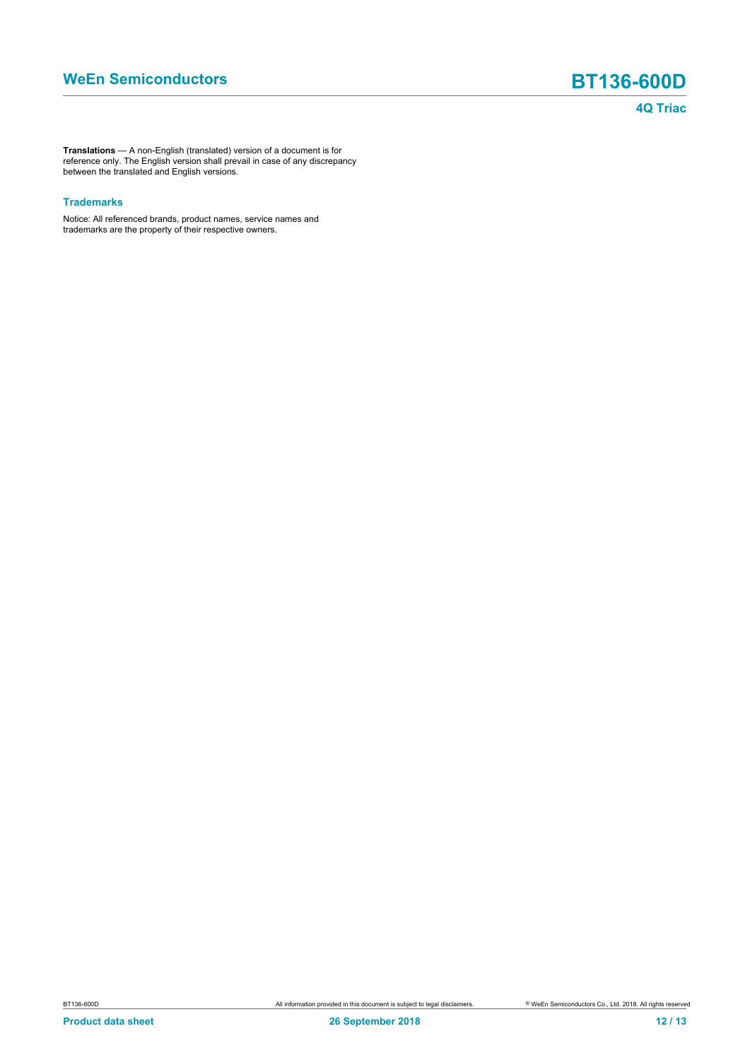**Translations** — A non-English (translated) version of a document is for reference only. The English version shall prevail in case of any discrepancy between the translated and English versions.

### Trademarks

Notice: All referenced brands, product names, service names and trademarks are the property of their respective owners.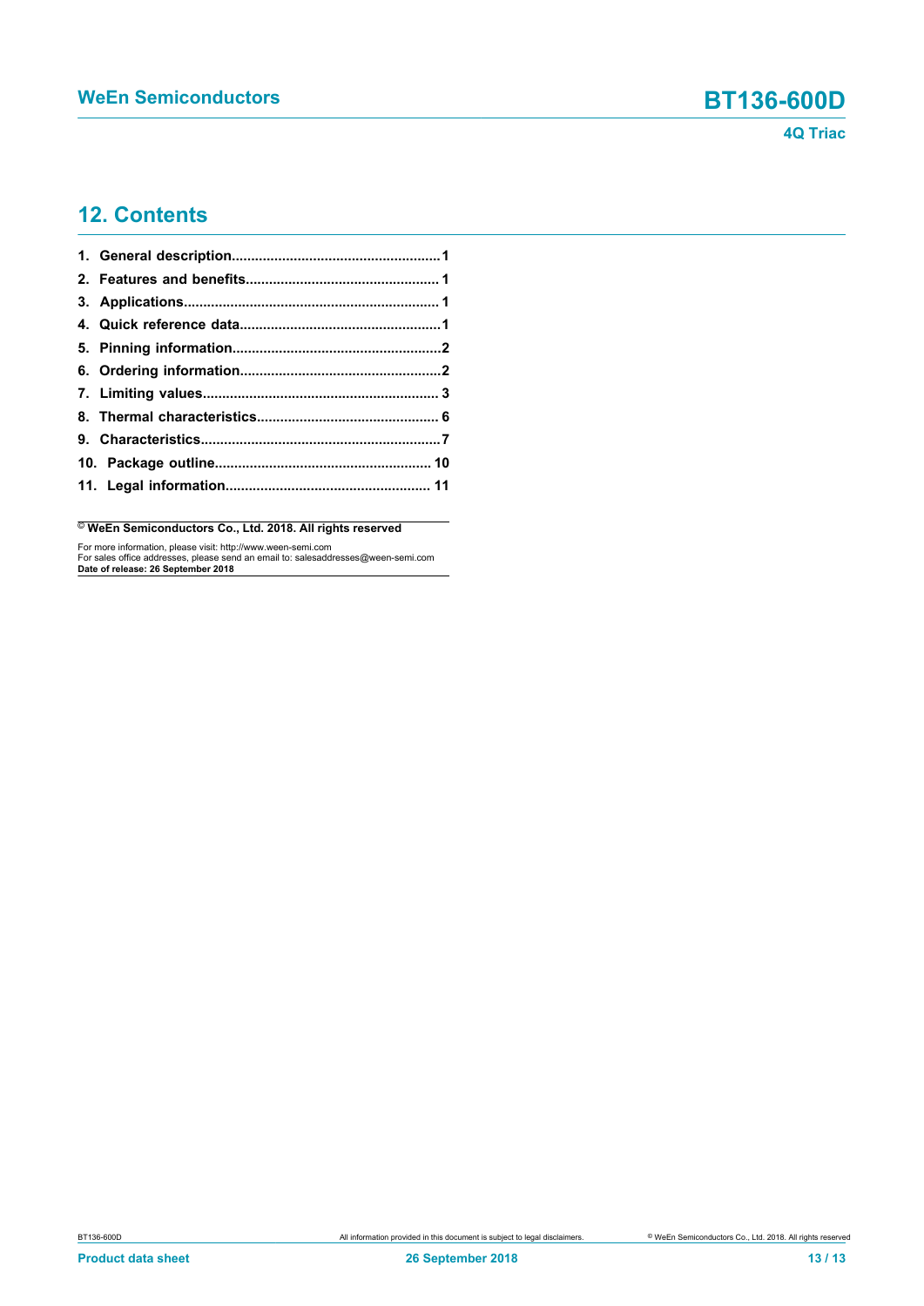## 12. Contents

**1. General description.....................................................1**
**2. Features and benefits................................................. 1**
**3. Applications................................................................. 1**
**4. Quick reference data...................................................1**
**5. Pinning information.....................................................2**
**6. Ordering information...................................................2**
**7. Limiting values............................................................ 3**
**8. Thermal characteristics.............................................. 6**
**9. Characteristics.............................................................7**
**10. Package outline....................................................... 10**
**11. Legal information.................................................... 11**

**© WeEn Semiconductors Co., Ltd. 2018. All rights reserved**

For more information, please visit: http://www.ween-semi.com
For sales office addresses, please send an email to: salesaddresses@ween-semi.com
**Date of release: 26 September 2018**